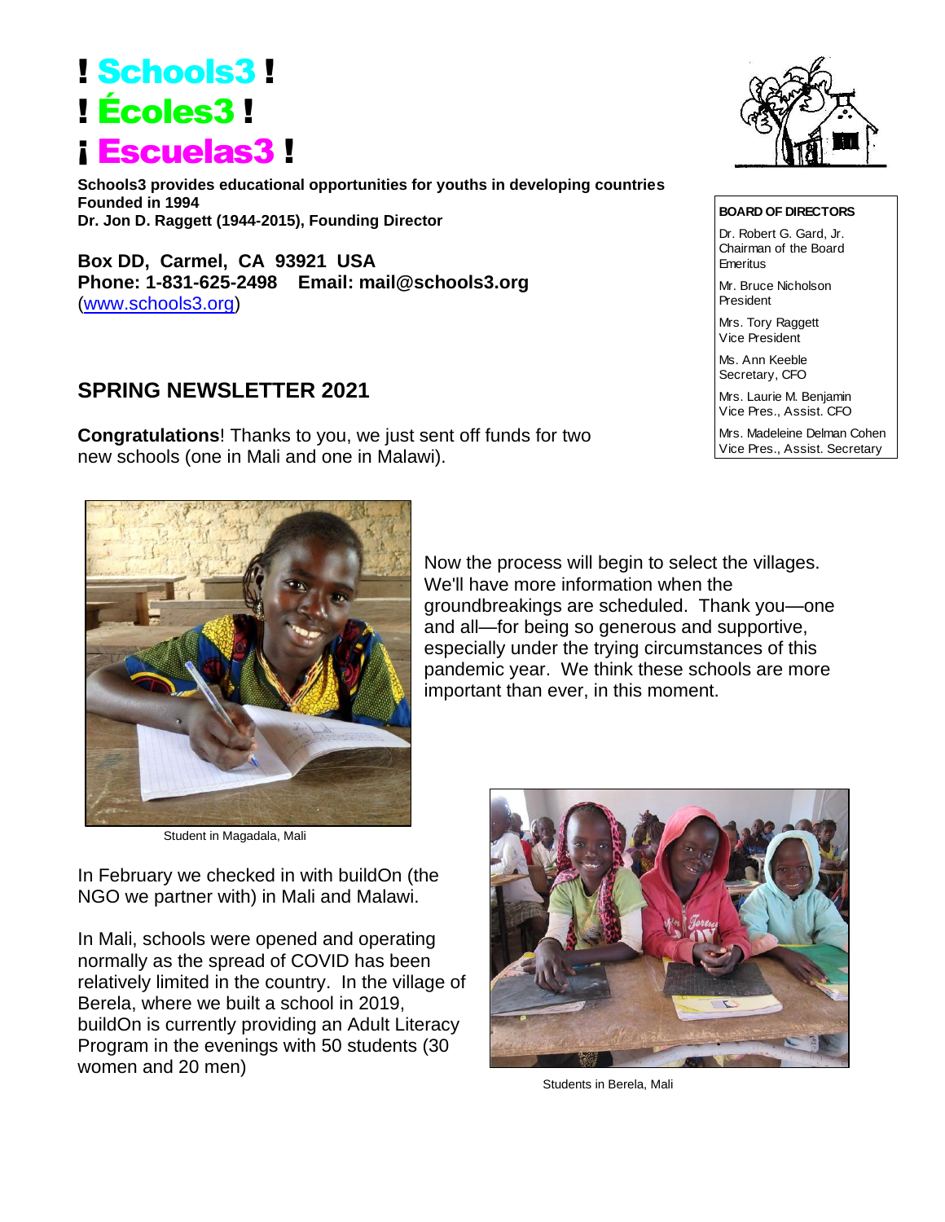# ! Schools3 !
# ! Écoles3 !
# ¡ Escuelas3 !

**Schools3 provides educational opportunities for youths in developing countries**
**Founded in 1994**
**Dr. Jon D. Raggett (1944-2015), Founding Director**

**Box DD, Carmel, CA 93921 USA**
**Phone: 1-831-625-2498 Email: mail@schools3.org**
(www.schools3.org)

**BOARD OF DIRECTORS**

Dr. Robert G. Gard, Jr.
Chairman of the Board Emeritus

Mr. Bruce Nicholson
President

Mrs. Tory Raggett
Vice President

Ms. Ann Keeble
Secretary, CFO

Mrs. Laurie M. Benjamin
Vice Pres., Assist. CFO

Mrs. Madeleine Delman Cohen
Vice Pres., Assist. Secretary

## SPRING NEWSLETTER 2021

**Congratulations**! Thanks to you, we just sent off funds for two new schools (one in Mali and one in Malawi).

Student in Magadala, Mali

Now the process will begin to select the villages. We'll have more information when the groundbreakings are scheduled. Thank you—one and all—for being so generous and supportive, especially under the trying circumstances of this pandemic year. We think these schools are more important than ever, in this moment.

In February we checked in with buildOn (the NGO we partner with) in Mali and Malawi.

In Mali, schools were opened and operating normally as the spread of COVID has been relatively limited in the country. In the village of Berela, where we built a school in 2019, buildOn is currently providing an Adult Literacy Program in the evenings with 50 students (30 women and 20 men)

Students in Berela, Mali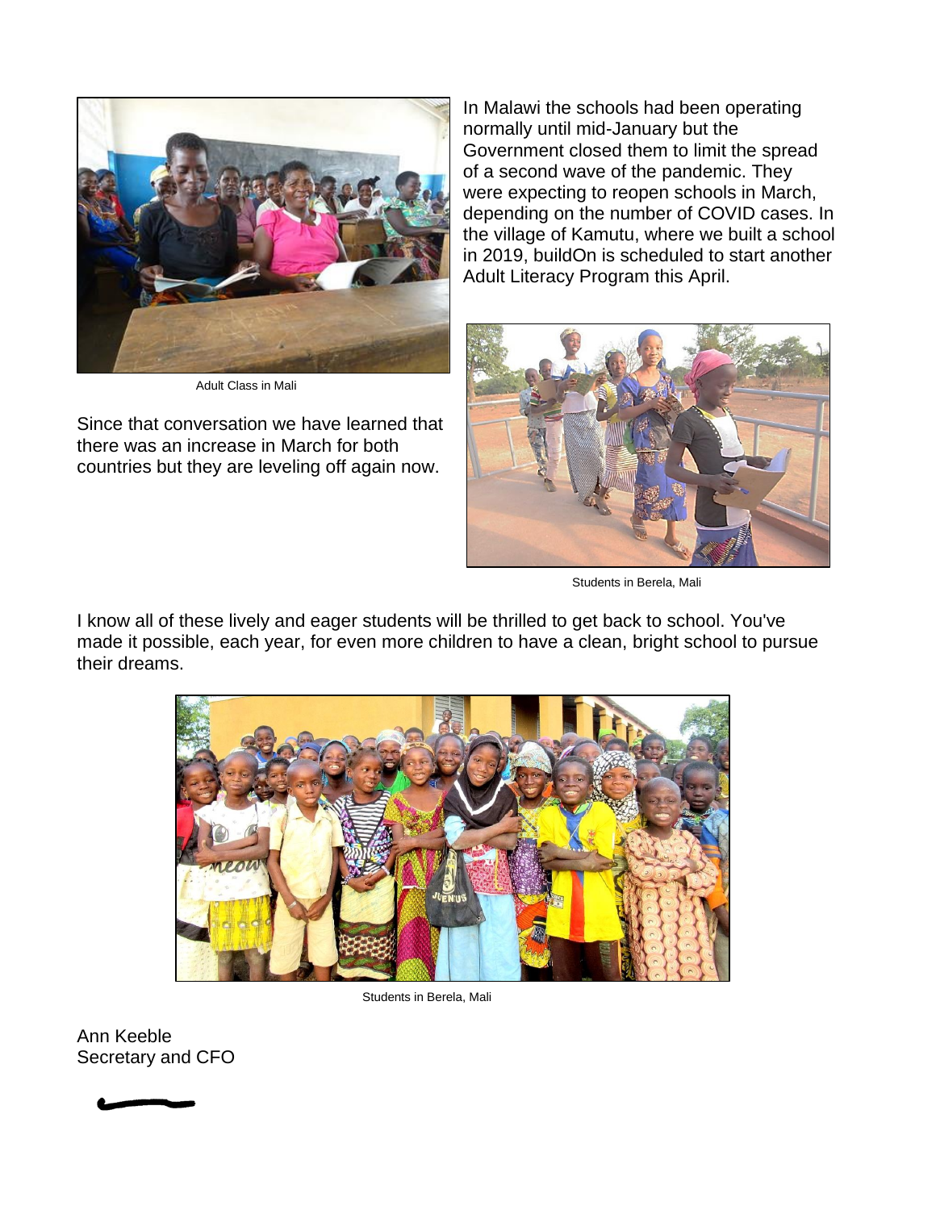In Malawi the schools had been operating normally until mid-January but the Government closed them to limit the spread of a second wave of the pandemic. They were expecting to reopen schools in March, depending on the number of COVID cases. In the village of Kamutu, where we built a school in 2019, buildOn is scheduled to start another Adult Literacy Program this April.

Adult Class in Mali

Since that conversation we have learned that there was an increase in March for both countries but they are leveling off again now.

Students in Berela, Mali

I know all of these lively and eager students will be thrilled to get back to school. You've made it possible, each year, for even more children to have a clean, bright school to pursue their dreams.

Students in Berela, Mali

Ann Keeble
Secretary and CFO